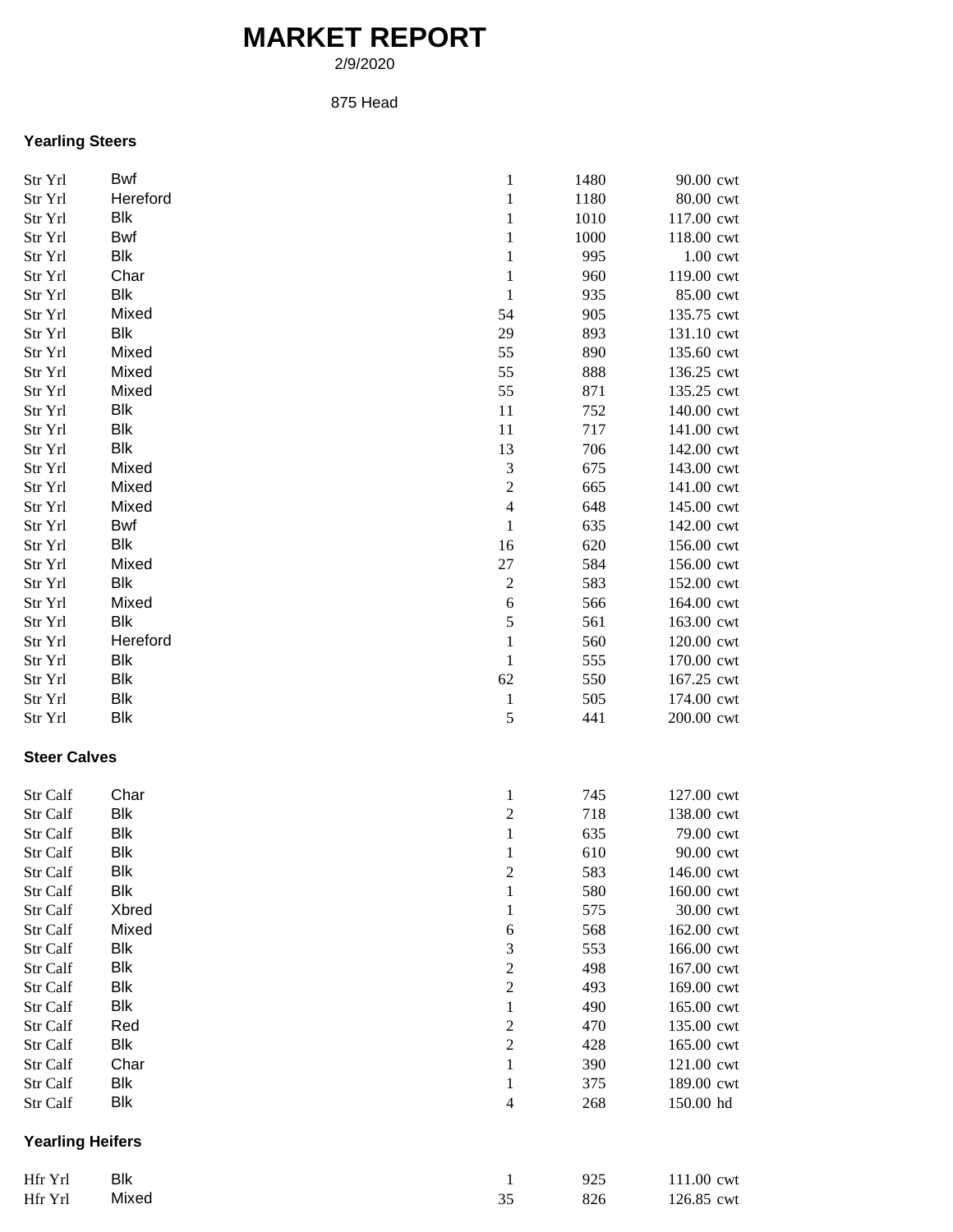# MARKET REPORT

2/9/2020

875 Head

### Yearling Steers

| | | | | |
|---|---|---|---|---|
| Str Yrl | Bwf | 1 | 1480 | 90.00 cwt |
| Str Yrl | Hereford | 1 | 1180 | 80.00 cwt |
| Str Yrl | Blk | 1 | 1010 | 117.00 cwt |
| Str Yrl | Bwf | 1 | 1000 | 118.00 cwt |
| Str Yrl | Blk | 1 | 995 | 1.00 cwt |
| Str Yrl | Char | 1 | 960 | 119.00 cwt |
| Str Yrl | Blk | 1 | 935 | 85.00 cwt |
| Str Yrl | Mixed | 54 | 905 | 135.75 cwt |
| Str Yrl | Blk | 29 | 893 | 131.10 cwt |
| Str Yrl | Mixed | 55 | 890 | 135.60 cwt |
| Str Yrl | Mixed | 55 | 888 | 136.25 cwt |
| Str Yrl | Mixed | 55 | 871 | 135.25 cwt |
| Str Yrl | Blk | 11 | 752 | 140.00 cwt |
| Str Yrl | Blk | 11 | 717 | 141.00 cwt |
| Str Yrl | Blk | 13 | 706 | 142.00 cwt |
| Str Yrl | Mixed | 3 | 675 | 143.00 cwt |
| Str Yrl | Mixed | 2 | 665 | 141.00 cwt |
| Str Yrl | Mixed | 4 | 648 | 145.00 cwt |
| Str Yrl | Bwf | 1 | 635 | 142.00 cwt |
| Str Yrl | Blk | 16 | 620 | 156.00 cwt |
| Str Yrl | Mixed | 27 | 584 | 156.00 cwt |
| Str Yrl | Blk | 2 | 583 | 152.00 cwt |
| Str Yrl | Mixed | 6 | 566 | 164.00 cwt |
| Str Yrl | Blk | 5 | 561 | 163.00 cwt |
| Str Yrl | Hereford | 1 | 560 | 120.00 cwt |
| Str Yrl | Blk | 1 | 555 | 170.00 cwt |
| Str Yrl | Blk | 62 | 550 | 167.25 cwt |
| Str Yrl | Blk | 1 | 505 | 174.00 cwt |
| Str Yrl | Blk | 5 | 441 | 200.00 cwt |

### Steer Calves

| | | | | |
|---|---|---|---|---|
| Str Calf | Char | 1 | 745 | 127.00 cwt |
| Str Calf | Blk | 2 | 718 | 138.00 cwt |
| Str Calf | Blk | 1 | 635 | 79.00 cwt |
| Str Calf | Blk | 1 | 610 | 90.00 cwt |
| Str Calf | Blk | 2 | 583 | 146.00 cwt |
| Str Calf | Blk | 1 | 580 | 160.00 cwt |
| Str Calf | Xbred | 1 | 575 | 30.00 cwt |
| Str Calf | Mixed | 6 | 568 | 162.00 cwt |
| Str Calf | Blk | 3 | 553 | 166.00 cwt |
| Str Calf | Blk | 2 | 498 | 167.00 cwt |
| Str Calf | Blk | 2 | 493 | 169.00 cwt |
| Str Calf | Blk | 1 | 490 | 165.00 cwt |
| Str Calf | Red | 2 | 470 | 135.00 cwt |
| Str Calf | Blk | 2 | 428 | 165.00 cwt |
| Str Calf | Char | 1 | 390 | 121.00 cwt |
| Str Calf | Blk | 1 | 375 | 189.00 cwt |
| Str Calf | Blk | 4 | 268 | 150.00 hd |

### Yearling Heifers

| | | | | |
|---|---|---|---|---|
| Hfr Yrl | Blk | 1 | 925 | 111.00 cwt |
| Hfr Yrl | Mixed | 35 | 826 | 126.85 cwt |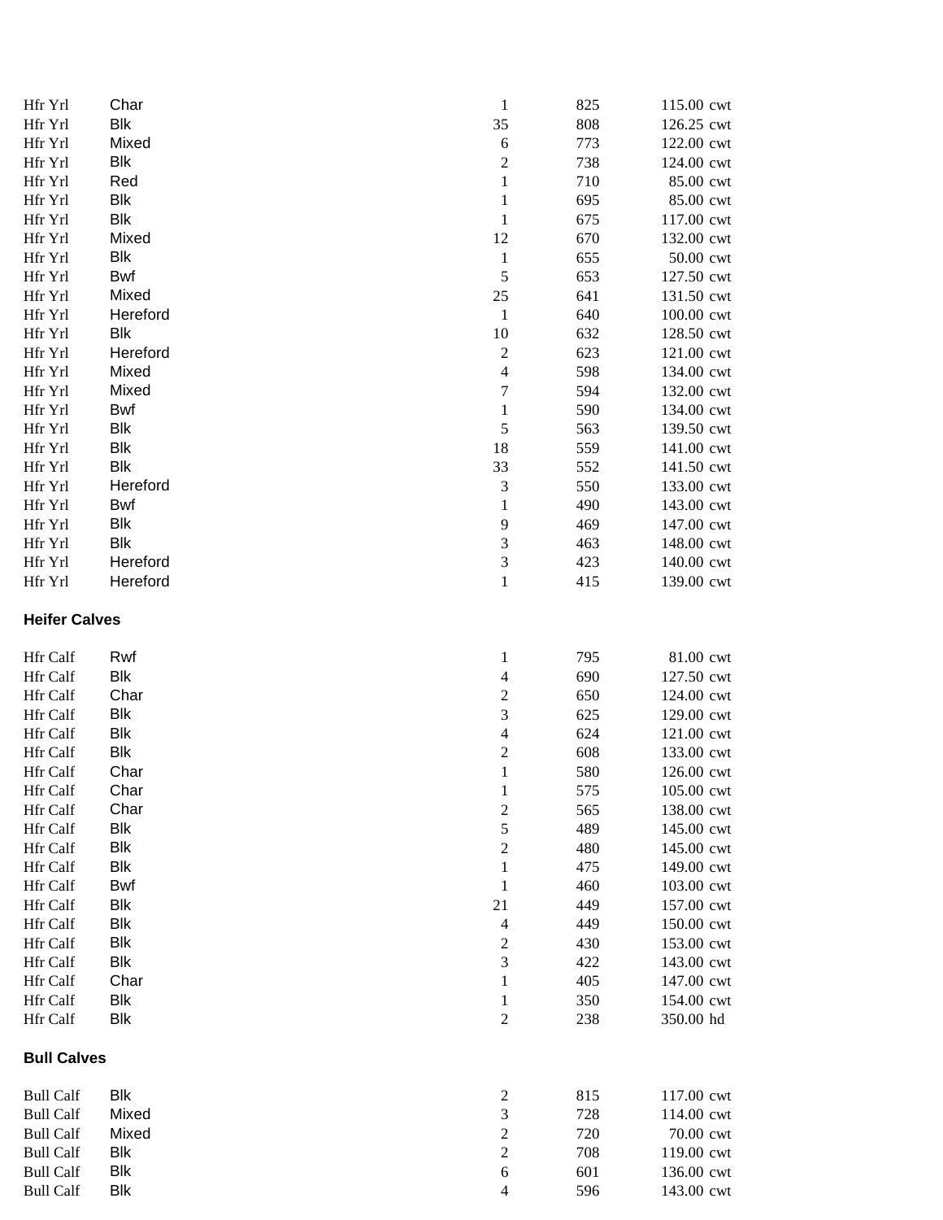| | | | | |
|---|---|---|---|---|
| Hfr Yrl | Char | 1 | 825 | 115.00 cwt |
| Hfr Yrl | Blk | 35 | 808 | 126.25 cwt |
| Hfr Yrl | Mixed | 6 | 773 | 122.00 cwt |
| Hfr Yrl | Blk | 2 | 738 | 124.00 cwt |
| Hfr Yrl | Red | 1 | 710 | 85.00 cwt |
| Hfr Yrl | Blk | 1 | 695 | 85.00 cwt |
| Hfr Yrl | Blk | 1 | 675 | 117.00 cwt |
| Hfr Yrl | Mixed | 12 | 670 | 132.00 cwt |
| Hfr Yrl | Blk | 1 | 655 | 50.00 cwt |
| Hfr Yrl | Bwf | 5 | 653 | 127.50 cwt |
| Hfr Yrl | Mixed | 25 | 641 | 131.50 cwt |
| Hfr Yrl | Hereford | 1 | 640 | 100.00 cwt |
| Hfr Yrl | Blk | 10 | 632 | 128.50 cwt |
| Hfr Yrl | Hereford | 2 | 623 | 121.00 cwt |
| Hfr Yrl | Mixed | 4 | 598 | 134.00 cwt |
| Hfr Yrl | Mixed | 7 | 594 | 132.00 cwt |
| Hfr Yrl | Bwf | 1 | 590 | 134.00 cwt |
| Hfr Yrl | Blk | 5 | 563 | 139.50 cwt |
| Hfr Yrl | Blk | 18 | 559 | 141.00 cwt |
| Hfr Yrl | Blk | 33 | 552 | 141.50 cwt |
| Hfr Yrl | Hereford | 3 | 550 | 133.00 cwt |
| Hfr Yrl | Bwf | 1 | 490 | 143.00 cwt |
| Hfr Yrl | Blk | 9 | 469 | 147.00 cwt |
| Hfr Yrl | Blk | 3 | 463 | 148.00 cwt |
| Hfr Yrl | Hereford | 3 | 423 | 140.00 cwt |
| Hfr Yrl | Hereford | 1 | 415 | 139.00 cwt |

**Heifer Calves**

| | | | | |
|---|---|---|---|---|
| Hfr Calf | Rwf | 1 | 795 | 81.00 cwt |
| Hfr Calf | Blk | 4 | 690 | 127.50 cwt |
| Hfr Calf | Char | 2 | 650 | 124.00 cwt |
| Hfr Calf | Blk | 3 | 625 | 129.00 cwt |
| Hfr Calf | Blk | 4 | 624 | 121.00 cwt |
| Hfr Calf | Blk | 2 | 608 | 133.00 cwt |
| Hfr Calf | Char | 1 | 580 | 126.00 cwt |
| Hfr Calf | Char | 1 | 575 | 105.00 cwt |
| Hfr Calf | Char | 2 | 565 | 138.00 cwt |
| Hfr Calf | Blk | 5 | 489 | 145.00 cwt |
| Hfr Calf | Blk | 2 | 480 | 145.00 cwt |
| Hfr Calf | Blk | 1 | 475 | 149.00 cwt |
| Hfr Calf | Bwf | 1 | 460 | 103.00 cwt |
| Hfr Calf | Blk | 21 | 449 | 157.00 cwt |
| Hfr Calf | Blk | 4 | 449 | 150.00 cwt |
| Hfr Calf | Blk | 2 | 430 | 153.00 cwt |
| Hfr Calf | Blk | 3 | 422 | 143.00 cwt |
| Hfr Calf | Char | 1 | 405 | 147.00 cwt |
| Hfr Calf | Blk | 1 | 350 | 154.00 cwt |
| Hfr Calf | Blk | 2 | 238 | 350.00 hd |

**Bull Calves**

| | | | | |
|---|---|---|---|---|
| Bull Calf | Blk | 2 | 815 | 117.00 cwt |
| Bull Calf | Mixed | 3 | 728 | 114.00 cwt |
| Bull Calf | Mixed | 2 | 720 | 70.00 cwt |
| Bull Calf | Blk | 2 | 708 | 119.00 cwt |
| Bull Calf | Blk | 6 | 601 | 136.00 cwt |
| Bull Calf | Blk | 4 | 596 | 143.00 cwt |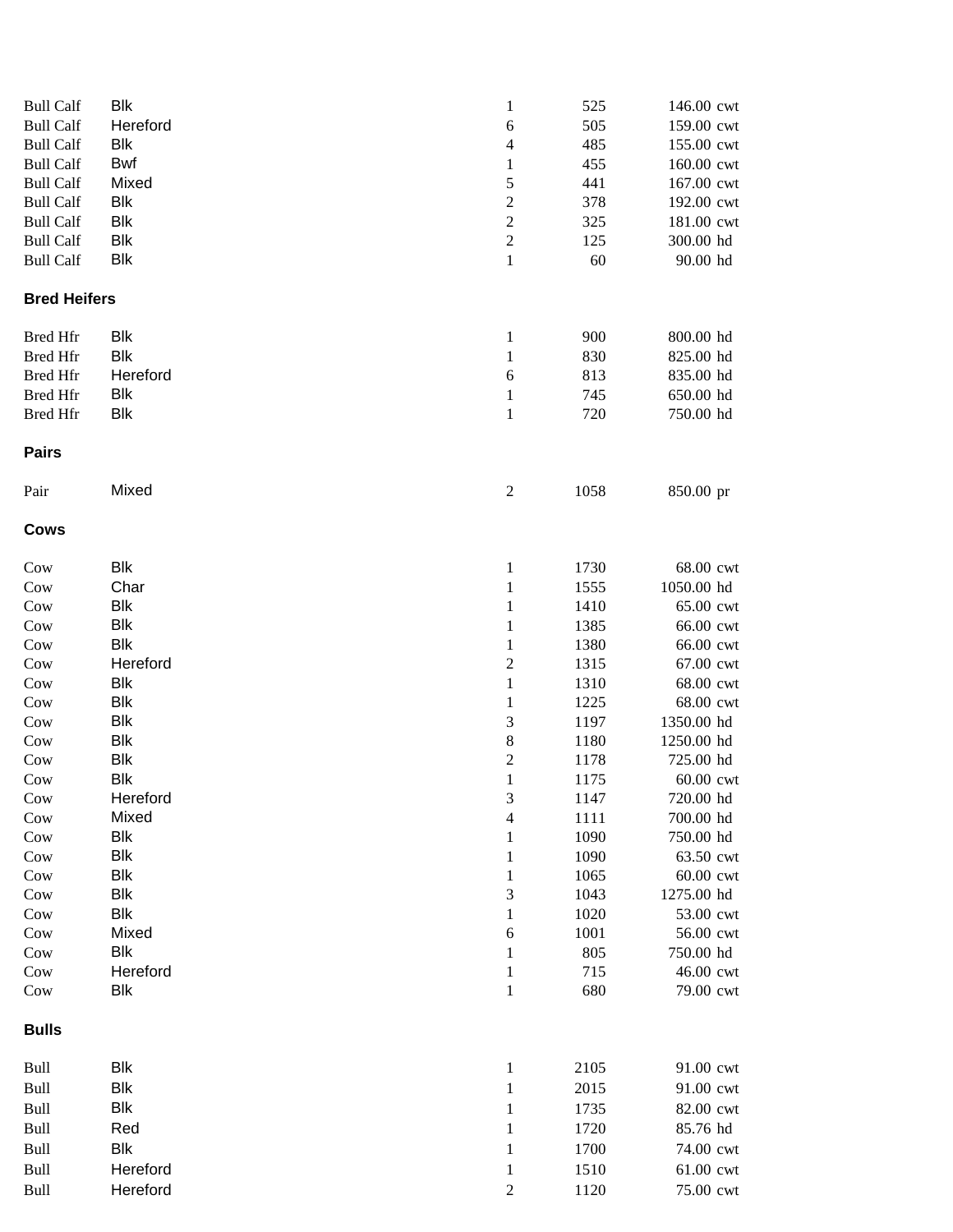| | | | | | |
|---|---|---|---|---|---|
| Bull Calf | Blk | 1 | 525 | 146.00 | cwt |
| Bull Calf | Hereford | 6 | 505 | 159.00 | cwt |
| Bull Calf | Blk | 4 | 485 | 155.00 | cwt |
| Bull Calf | Bwf | 1 | 455 | 160.00 | cwt |
| Bull Calf | Mixed | 5 | 441 | 167.00 | cwt |
| Bull Calf | Blk | 2 | 378 | 192.00 | cwt |
| Bull Calf | Blk | 2 | 325 | 181.00 | cwt |
| Bull Calf | Blk | 2 | 125 | 300.00 | hd |
| Bull Calf | Blk | 1 | 60 | 90.00 | hd |

**Bred Heifers**

| | | | | | |
|---|---|---|---|---|---|
| Bred Hfr | Blk | 1 | 900 | 800.00 | hd |
| Bred Hfr | Blk | 1 | 830 | 825.00 | hd |
| Bred Hfr | Hereford | 6 | 813 | 835.00 | hd |
| Bred Hfr | Blk | 1 | 745 | 650.00 | hd |
| Bred Hfr | Blk | 1 | 720 | 750.00 | hd |

**Pairs**

| | | | | | |
|---|---|---|---|---|---|
| Pair | Mixed | 2 | 1058 | 850.00 | pr |

**Cows**

| | | | | | |
|---|---|---|---|---|---|
| Cow | Blk | 1 | 1730 | 68.00 | cwt |
| Cow | Char | 1 | 1555 | 1050.00 | hd |
| Cow | Blk | 1 | 1410 | 65.00 | cwt |
| Cow | Blk | 1 | 1385 | 66.00 | cwt |
| Cow | Blk | 1 | 1380 | 66.00 | cwt |
| Cow | Hereford | 2 | 1315 | 67.00 | cwt |
| Cow | Blk | 1 | 1310 | 68.00 | cwt |
| Cow | Blk | 1 | 1225 | 68.00 | cwt |
| Cow | Blk | 3 | 1197 | 1350.00 | hd |
| Cow | Blk | 8 | 1180 | 1250.00 | hd |
| Cow | Blk | 2 | 1178 | 725.00 | hd |
| Cow | Blk | 1 | 1175 | 60.00 | cwt |
| Cow | Hereford | 3 | 1147 | 720.00 | hd |
| Cow | Mixed | 4 | 1111 | 700.00 | hd |
| Cow | Blk | 1 | 1090 | 750.00 | hd |
| Cow | Blk | 1 | 1090 | 63.50 | cwt |
| Cow | Blk | 1 | 1065 | 60.00 | cwt |
| Cow | Blk | 3 | 1043 | 1275.00 | hd |
| Cow | Blk | 1 | 1020 | 53.00 | cwt |
| Cow | Mixed | 6 | 1001 | 56.00 | cwt |
| Cow | Blk | 1 | 805 | 750.00 | hd |
| Cow | Hereford | 1 | 715 | 46.00 | cwt |
| Cow | Blk | 1 | 680 | 79.00 | cwt |

**Bulls**

| | | | | | |
|---|---|---|---|---|---|
| Bull | Blk | 1 | 2105 | 91.00 | cwt |
| Bull | Blk | 1 | 2015 | 91.00 | cwt |
| Bull | Blk | 1 | 1735 | 82.00 | cwt |
| Bull | Red | 1 | 1720 | 85.76 | hd |
| Bull | Blk | 1 | 1700 | 74.00 | cwt |
| Bull | Hereford | 1 | 1510 | 61.00 | cwt |
| Bull | Hereford | 2 | 1120 | 75.00 | cwt |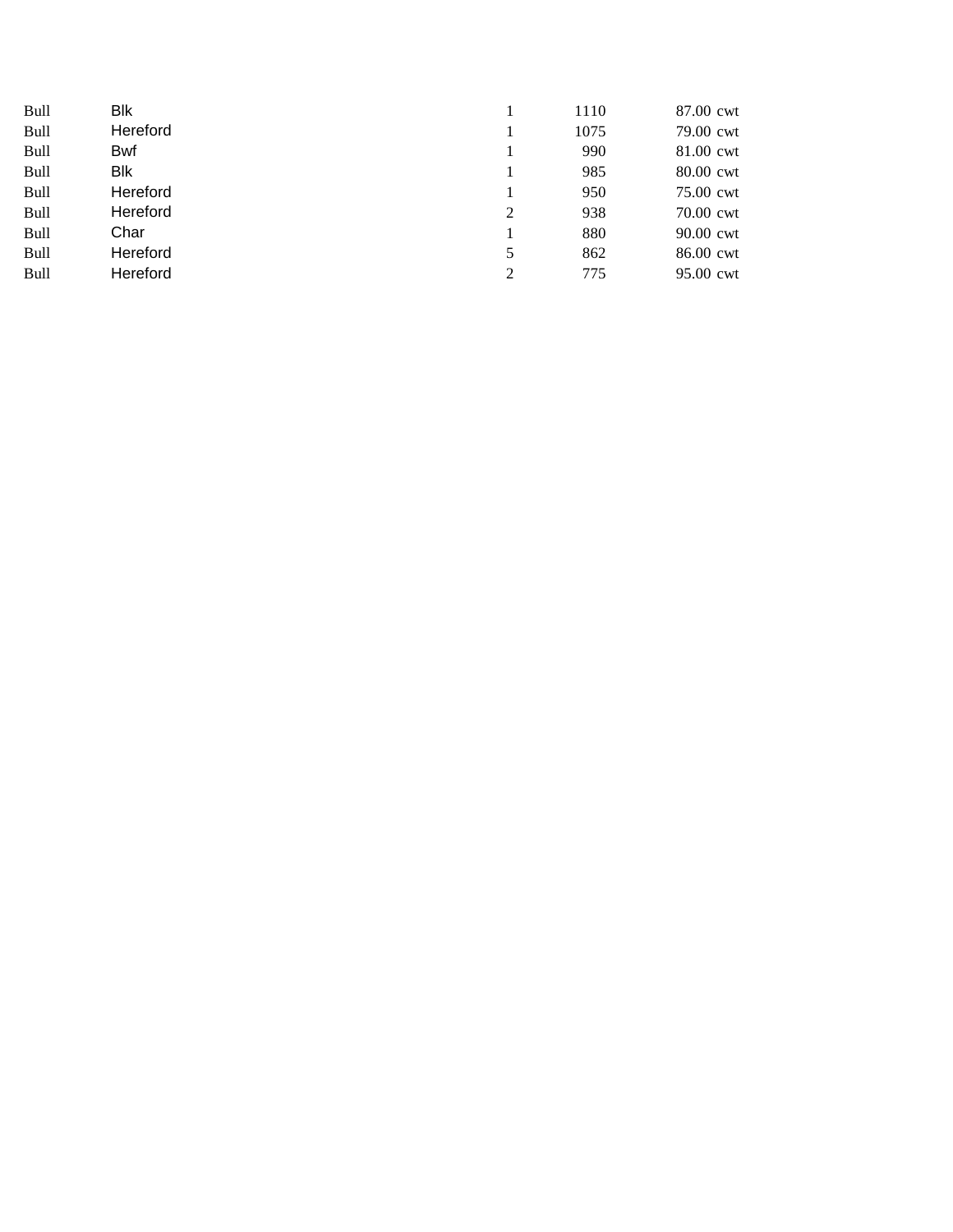| | | | | | |
|---|---|---|---|---|---|
| Bull | Blk | 1 | 1110 | 87.00 | cwt |
| Bull | Hereford | 1 | 1075 | 79.00 | cwt |
| Bull | Bwf | 1 | 990 | 81.00 | cwt |
| Bull | Blk | 1 | 985 | 80.00 | cwt |
| Bull | Hereford | 1 | 950 | 75.00 | cwt |
| Bull | Hereford | 2 | 938 | 70.00 | cwt |
| Bull | Char | 1 | 880 | 90.00 | cwt |
| Bull | Hereford | 5 | 862 | 86.00 | cwt |
| Bull | Hereford | 2 | 775 | 95.00 | cwt |